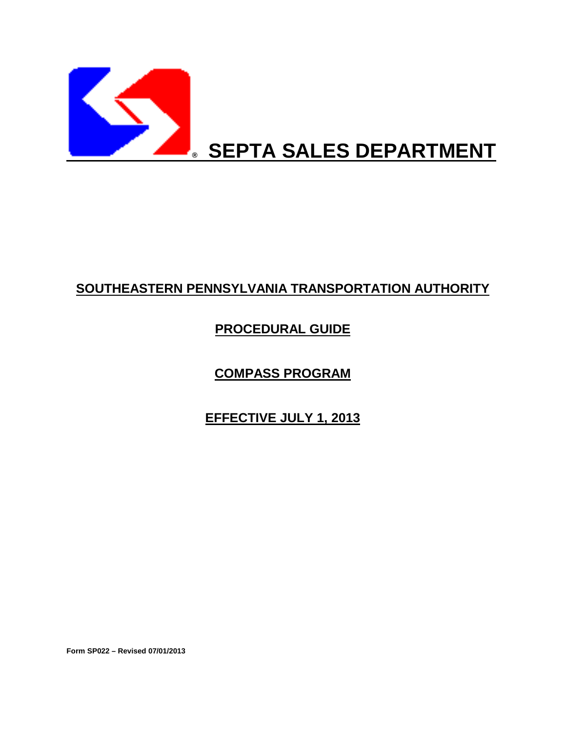# ® SEPTA SALES DEPARTMENT

## SOUTHEASTERN PENNSYLVANIA TRANSPORTATION AUTHORITY

## PROCEDURAL GUIDE

## COMPASS PROGRAM

## EFFECTIVE JULY 1, 2013

**Form SP022 – Revised 07/01/2013**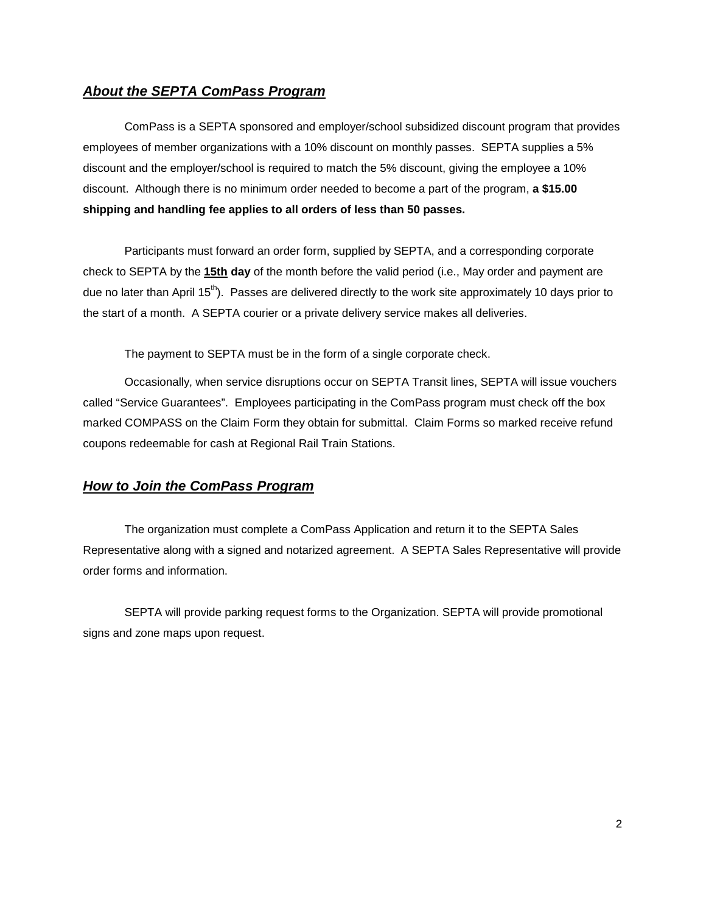## ***About the SEPTA ComPass Program***

ComPass is a SEPTA sponsored and employer/school subsidized discount program that provides employees of member organizations with a 10% discount on monthly passes. SEPTA supplies a 5% discount and the employer/school is required to match the 5% discount, giving the employee a 10% discount. Although there is no minimum order needed to become a part of the program, **a $15.00 shipping and handling fee applies to all orders of less than 50 passes.**

Participants must forward an order form, supplied by SEPTA, and a corresponding corporate check to SEPTA by the **<u>15th</u> day** of the month before the valid period (i.e., May order and payment are due no later than April 15$^{th}$). Passes are delivered directly to the work site approximately 10 days prior to the start of a month. A SEPTA courier or a private delivery service makes all deliveries.

The payment to SEPTA must be in the form of a single corporate check.

Occasionally, when service disruptions occur on SEPTA Transit lines, SEPTA will issue vouchers called "Service Guarantees". Employees participating in the ComPass program must check off the box marked COMPASS on the Claim Form they obtain for submittal. Claim Forms so marked receive refund coupons redeemable for cash at Regional Rail Train Stations.

## ***How to Join the ComPass Program***

The organization must complete a ComPass Application and return it to the SEPTA Sales Representative along with a signed and notarized agreement. A SEPTA Sales Representative will provide order forms and information.

SEPTA will provide parking request forms to the Organization. SEPTA will provide promotional signs and zone maps upon request.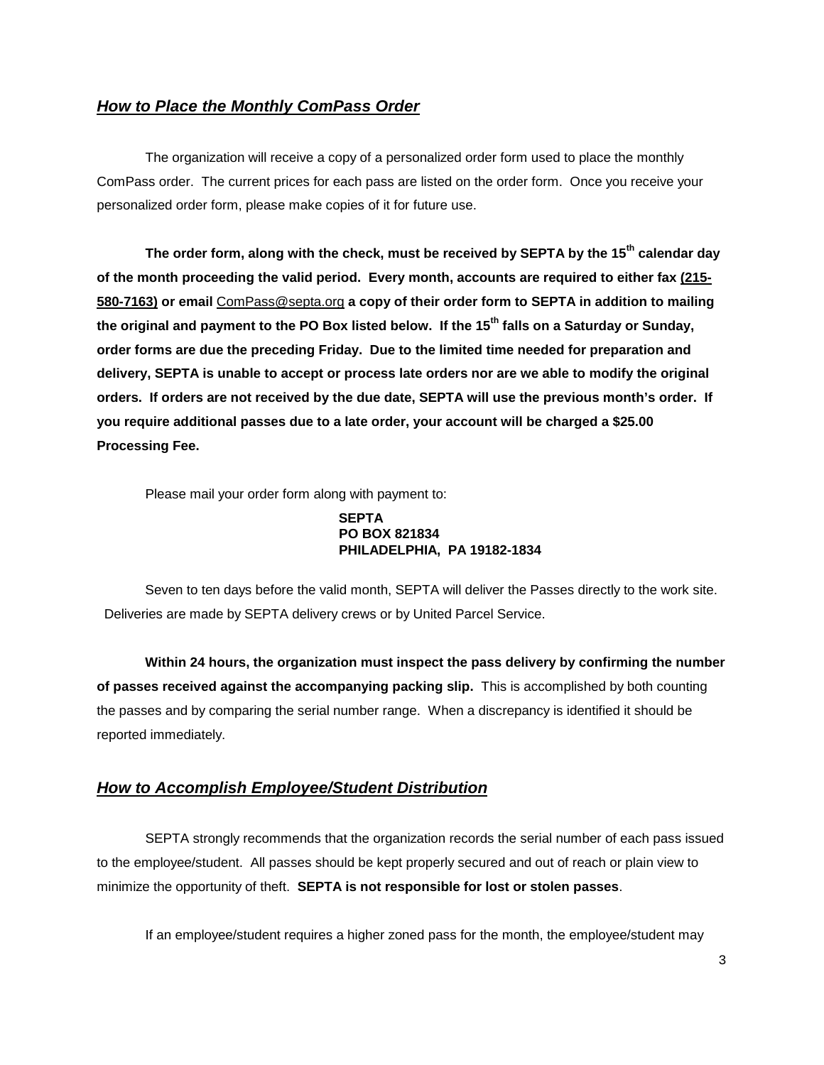## ***How to Place the Monthly ComPass Order***

The organization will receive a copy of a personalized order form used to place the monthly ComPass order. The current prices for each pass are listed on the order form. Once you receive your personalized order form, please make copies of it for future use.

**The order form, along with the check, must be received by SEPTA by the 15th calendar day of the month proceeding the valid period. Every month, accounts are required to either fax (215-580-7163) or email** ComPass@septa.org **a copy of their order form to SEPTA in addition to mailing the original and payment to the PO Box listed below. If the 15th falls on a Saturday or Sunday, order forms are due the preceding Friday. Due to the limited time needed for preparation and delivery, SEPTA is unable to accept or process late orders nor are we able to modify the original orders. If orders are not received by the due date, SEPTA will use the previous month's order. If you require additional passes due to a late order, your account will be charged a $25.00 Processing Fee.**

Please mail your order form along with payment to:

**SEPTA**
**PO BOX 821834**
**PHILADELPHIA, PA 19182-1834**

Seven to ten days before the valid month, SEPTA will deliver the Passes directly to the work site. Deliveries are made by SEPTA delivery crews or by United Parcel Service.

**Within 24 hours, the organization must inspect the pass delivery by confirming the number of passes received against the accompanying packing slip.** This is accomplished by both counting the passes and by comparing the serial number range. When a discrepancy is identified it should be reported immediately.

## ***How to Accomplish Employee/Student Distribution***

SEPTA strongly recommends that the organization records the serial number of each pass issued to the employee/student. All passes should be kept properly secured and out of reach or plain view to minimize the opportunity of theft. **SEPTA is not responsible for lost or stolen passes**.

If an employee/student requires a higher zoned pass for the month, the employee/student may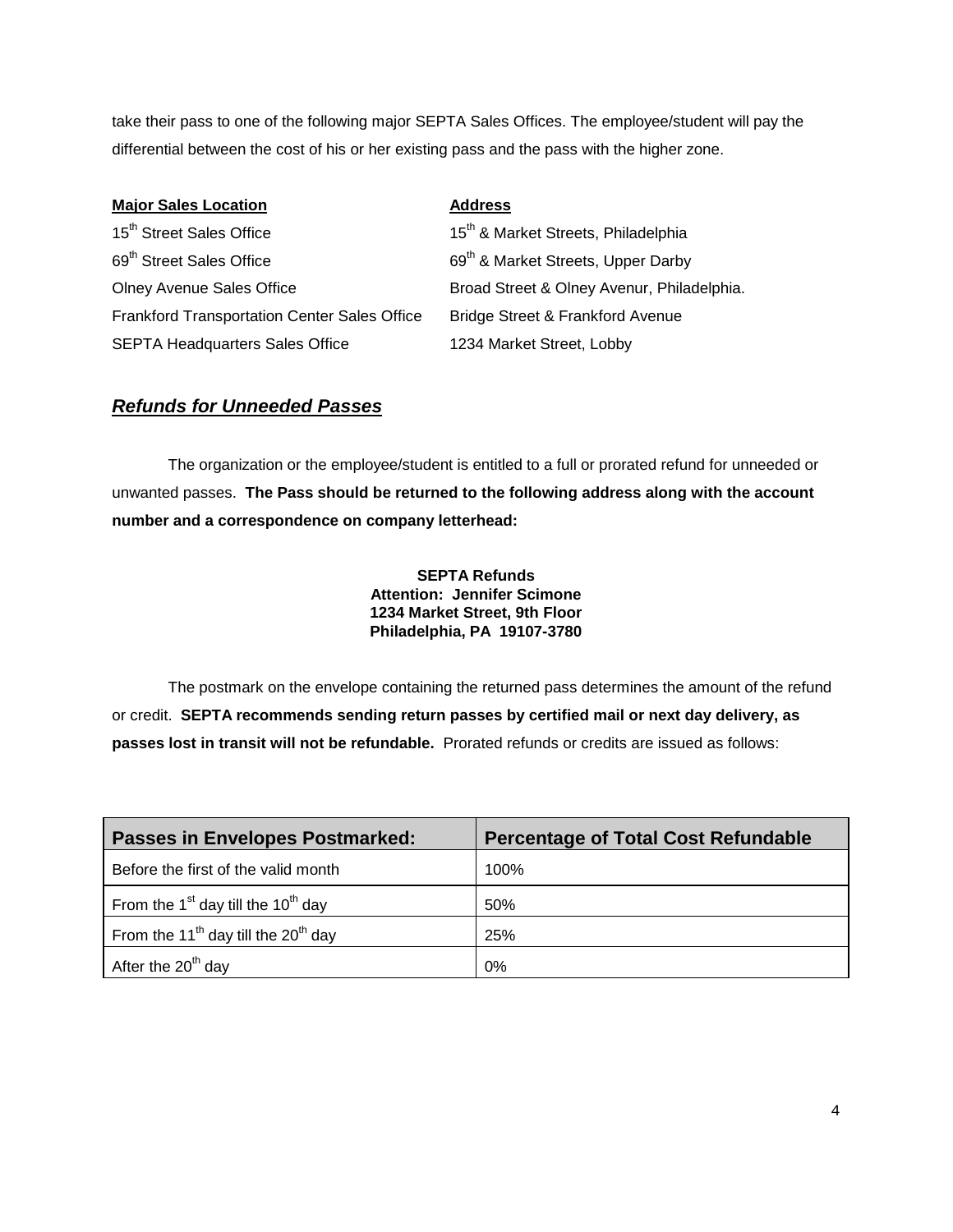take their pass to one of the following major SEPTA Sales Offices. The employee/student will pay the differential between the cost of his or her existing pass and the pass with the higher zone.

| **Major Sales Location** | **Address** |
|---|---|
| 15th Street Sales Office | 15th & Market Streets, Philadelphia |
| 69th Street Sales Office | 69th & Market Streets, Upper Darby |
| Olney Avenue Sales Office | Broad Street & Olney Avenur, Philadelphia. |
| Frankford Transportation Center Sales Office | Bridge Street & Frankford Avenue |
| SEPTA Headquarters Sales Office | 1234 Market Street, Lobby |

## ***Refunds for Unneeded Passes***

The organization or the employee/student is entitled to a full or prorated refund for unneeded or unwanted passes. **The Pass should be returned to the following address along with the account number and a correspondence on company letterhead:**

**SEPTA Refunds**
**Attention: Jennifer Scimone**
**1234 Market Street, 9th Floor**
**Philadelphia, PA 19107-3780**

The postmark on the envelope containing the returned pass determines the amount of the refund or credit. **SEPTA recommends sending return passes by certified mail or next day delivery, as passes lost in transit will not be refundable.** Prorated refunds or credits are issued as follows:

| Passes in Envelopes Postmarked: | Percentage of Total Cost Refundable |
|---|---|
| Before the first of the valid month | 100% |
| From the 1st day till the 10th day | 50% |
| From the 11th day till the 20th day | 25% |
| After the 20th day | 0% |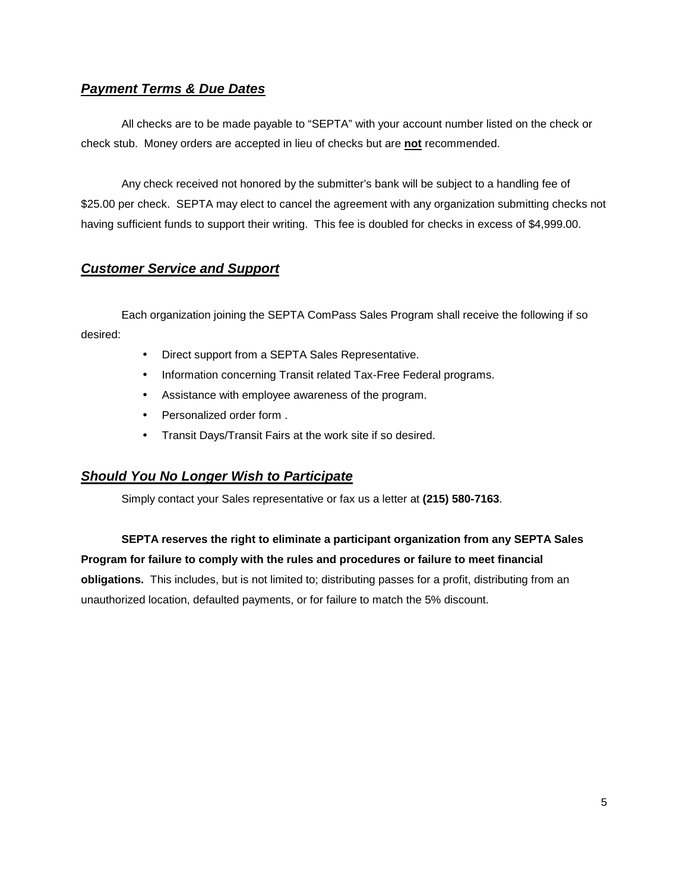## ***Payment Terms & Due Dates***

All checks are to be made payable to "SEPTA" with your account number listed on the check or check stub. Money orders are accepted in lieu of checks but are **not** recommended.

Any check received not honored by the submitter's bank will be subject to a handling fee of $25.00 per check. SEPTA may elect to cancel the agreement with any organization submitting checks not having sufficient funds to support their writing. This fee is doubled for checks in excess of $4,999.00.

## ***Customer Service and Support***

Each organization joining the SEPTA ComPass Sales Program shall receive the following if so desired:

- Direct support from a SEPTA Sales Representative.
- Information concerning Transit related Tax-Free Federal programs.
- Assistance with employee awareness of the program.
- Personalized order form .
- Transit Days/Transit Fairs at the work site if so desired.

## ***Should You No Longer Wish to Participate***

Simply contact your Sales representative or fax us a letter at **(215) 580-7163**.

**SEPTA reserves the right to eliminate a participant organization from any SEPTA Sales Program for failure to comply with the rules and procedures or failure to meet financial obligations.** This includes, but is not limited to; distributing passes for a profit, distributing from an unauthorized location, defaulted payments, or for failure to match the 5% discount.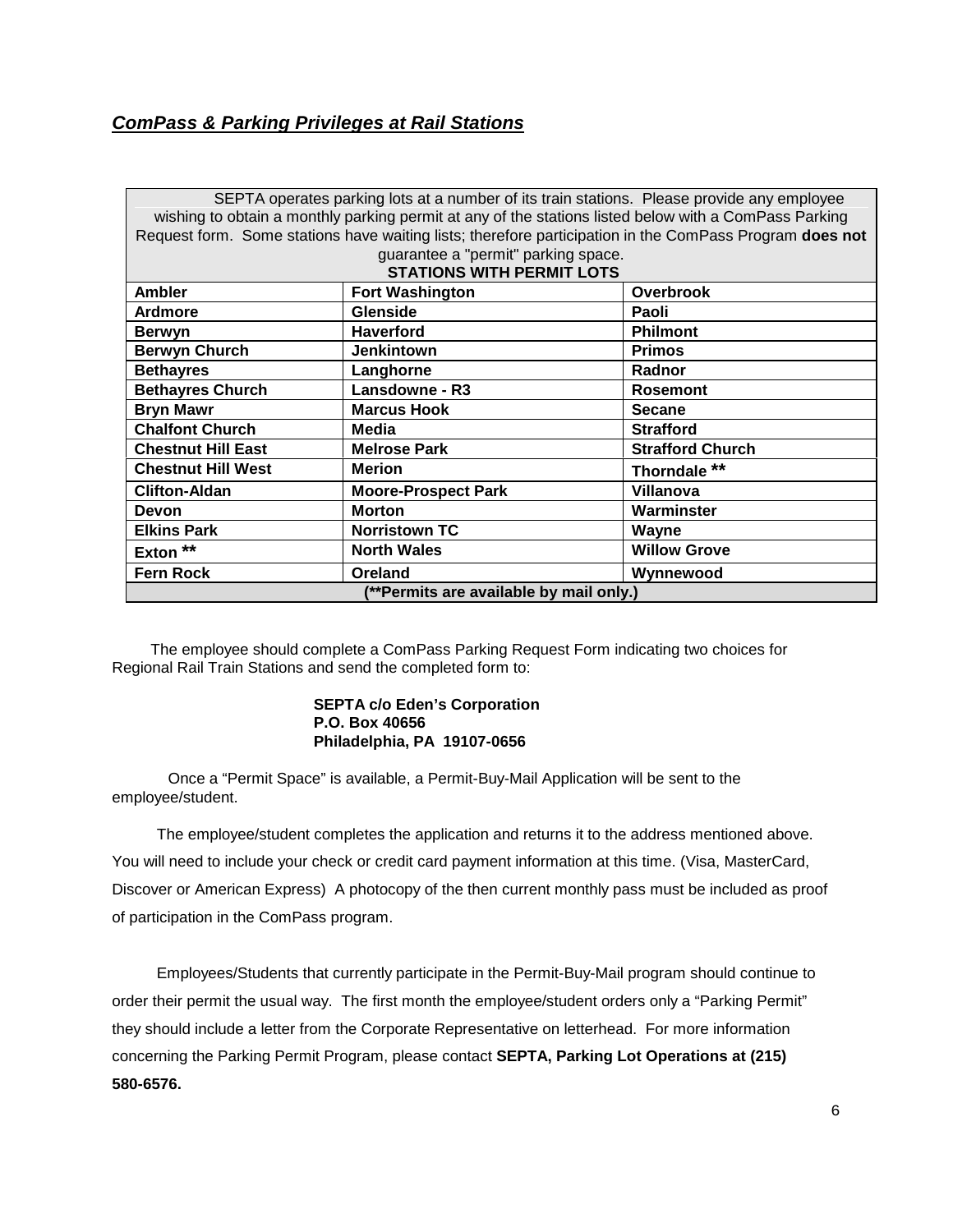## ***ComPass & Parking Privileges at Rail Stations***

| | | |
|---|---|---|
| SEPTA operates parking lots at a number of its train stations. Please provide any employee wishing to obtain a monthly parking permit at any of the stations listed below with a ComPass Parking Request form. Some stations have waiting lists; therefore participation in the ComPass Program **does not** guarantee a "permit" parking space. | | |
| **STATIONS WITH PERMIT LOTS** | | |
| **Ambler** | **Fort Washington** | **Overbrook** |
| **Ardmore** | **Glenside** | **Paoli** |
| **Berwyn** | **Haverford** | **Philmont** |
| **Berwyn Church** | **Jenkintown** | **Primos** |
| **Bethayres** | **Langhorne** | **Radnor** |
| **Bethayres Church** | **Lansdowne - R3** | **Rosemont** |
| **Bryn Mawr** | **Marcus Hook** | **Secane** |
| **Chalfont Church** | **Media** | **Strafford** |
| **Chestnut Hill East** | **Melrose Park** | **Strafford Church** |
| **Chestnut Hill West** | **Merion** | **Thorndale \*\*** |
| **Clifton-Aldan** | **Moore-Prospect Park** | **Villanova** |
| **Devon** | **Morton** | **Warminster** |
| **Elkins Park** | **Norristown TC** | **Wayne** |
| **Exton \*\*** | **North Wales** | **Willow Grove** |
| **Fern Rock** | **Oreland** | **Wynnewood** |
| **(\*\*Permits are available by mail only.)** | | |

The employee should complete a ComPass Parking Request Form indicating two choices for Regional Rail Train Stations and send the completed form to:

**SEPTA c/o Eden's Corporation**
**P.O. Box 40656**
**Philadelphia, PA 19107-0656**

Once a "Permit Space" is available, a Permit-Buy-Mail Application will be sent to the employee/student.

The employee/student completes the application and returns it to the address mentioned above. You will need to include your check or credit card payment information at this time. (Visa, MasterCard, Discover or American Express) A photocopy of the then current monthly pass must be included as proof of participation in the ComPass program.

Employees/Students that currently participate in the Permit-Buy-Mail program should continue to order their permit the usual way. The first month the employee/student orders only a "Parking Permit" they should include a letter from the Corporate Representative on letterhead. For more information concerning the Parking Permit Program, please contact **SEPTA, Parking Lot Operations at (215) 580-6576.**